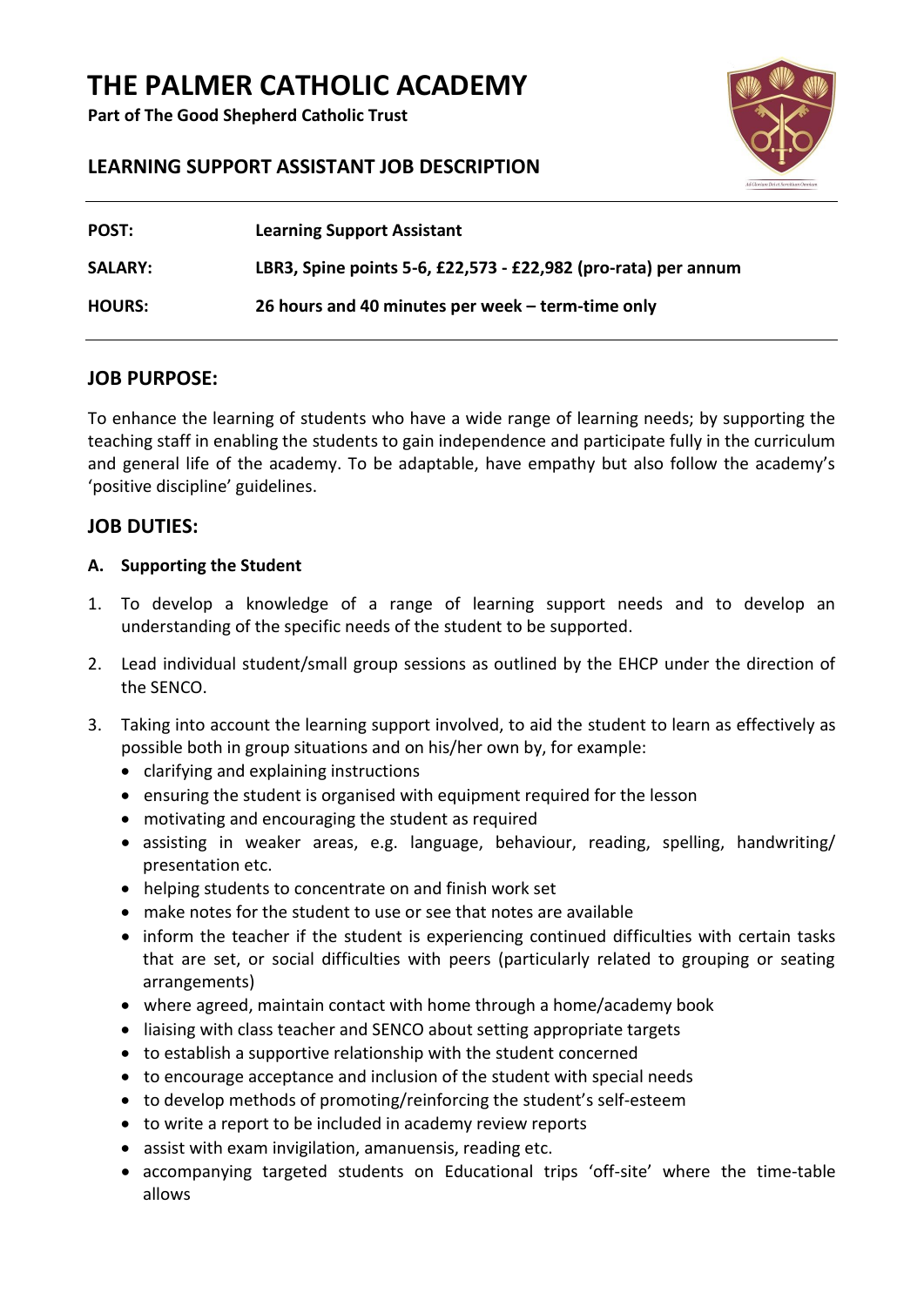# THE PALMER CATHOLIC ACADEMY

**Part of The Good Shepherd Catholic Trust**

## LEARNING SUPPORT ASSISTANT JOB DESCRIPTION

| | |
|---|---|
| **POST:** | **Learning Support Assistant** |
| **SALARY:** | **LBR3, Spine points 5-6, £22,573 - £22,982 (pro-rata) per annum** |
| **HOURS:** | **26 hours and 40 minutes per week – term-time only** |

## JOB PURPOSE:

To enhance the learning of students who have a wide range of learning needs; by supporting the teaching staff in enabling the students to gain independence and participate fully in the curriculum and general life of the academy. To be adaptable, have empathy but also follow the academy's 'positive discipline' guidelines.

## JOB DUTIES:

### A. Supporting the Student

1. To develop a knowledge of a range of learning support needs and to develop an understanding of the specific needs of the student to be supported.

2. Lead individual student/small group sessions as outlined by the EHCP under the direction of the SENCO.

3. Taking into account the learning support involved, to aid the student to learn as effectively as possible both in group situations and on his/her own by, for example:
   - clarifying and explaining instructions
   - ensuring the student is organised with equipment required for the lesson
   - motivating and encouraging the student as required
   - assisting in weaker areas, e.g. language, behaviour, reading, spelling, handwriting/ presentation etc.
   - helping students to concentrate on and finish work set
   - make notes for the student to use or see that notes are available
   - inform the teacher if the student is experiencing continued difficulties with certain tasks that are set, or social difficulties with peers (particularly related to grouping or seating arrangements)
   - where agreed, maintain contact with home through a home/academy book
   - liaising with class teacher and SENCO about setting appropriate targets
   - to establish a supportive relationship with the student concerned
   - to encourage acceptance and inclusion of the student with special needs
   - to develop methods of promoting/reinforcing the student's self-esteem
   - to write a report to be included in academy review reports
   - assist with exam invigilation, amanuensis, reading etc.
   - accompanying targeted students on Educational trips 'off-site' where the time-table allows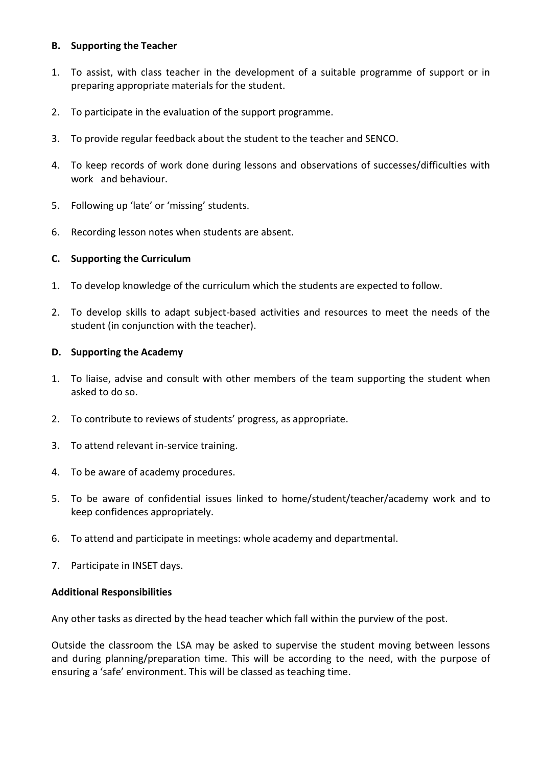**B. Supporting the Teacher**

1. To assist, with class teacher in the development of a suitable programme of support or in preparing appropriate materials for the student.
2. To participate in the evaluation of the support programme.
3. To provide regular feedback about the student to the teacher and SENCO.
4. To keep records of work done during lessons and observations of successes/difficulties with work and behaviour.
5. Following up 'late' or 'missing' students.
6. Recording lesson notes when students are absent.

**C. Supporting the Curriculum**

1. To develop knowledge of the curriculum which the students are expected to follow.
2. To develop skills to adapt subject-based activities and resources to meet the needs of the student (in conjunction with the teacher).

**D. Supporting the Academy**

1. To liaise, advise and consult with other members of the team supporting the student when asked to do so.
2. To contribute to reviews of students' progress, as appropriate.
3. To attend relevant in-service training.
4. To be aware of academy procedures.
5. To be aware of confidential issues linked to home/student/teacher/academy work and to keep confidences appropriately.
6. To attend and participate in meetings: whole academy and departmental.
7. Participate in INSET days.

**Additional Responsibilities**

Any other tasks as directed by the head teacher which fall within the purview of the post.

Outside the classroom the LSA may be asked to supervise the student moving between lessons and during planning/preparation time. This will be according to the need, with the purpose of ensuring a 'safe' environment. This will be classed as teaching time.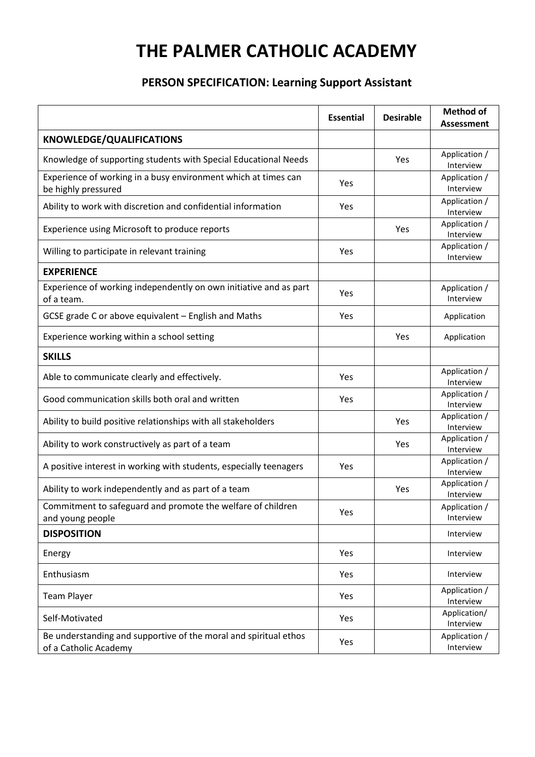# THE PALMER CATHOLIC ACADEMY

## PERSON SPECIFICATION: Learning Support Assistant

| | Essential | Desirable | Method of Assessment |
|---|---|---|---|
| **KNOWLEDGE/QUALIFICATIONS** | | | |
| Knowledge of supporting students with Special Educational Needs | | Yes | Application / Interview |
| Experience of working in a busy environment which at times can be highly pressured | Yes | | Application / Interview |
| Ability to work with discretion and confidential information | Yes | | Application / Interview |
| Experience using Microsoft to produce reports | | Yes | Application / Interview |
| Willing to participate in relevant training | Yes | | Application / Interview |
| **EXPERIENCE** | | | |
| Experience of working independently on own initiative and as part of a team. | Yes | | Application / Interview |
| GCSE grade C or above equivalent – English and Maths | Yes | | Application |
| Experience working within a school setting | | Yes | Application |
| **SKILLS** | | | |
| Able to communicate clearly and effectively. | Yes | | Application / Interview |
| Good communication skills both oral and written | Yes | | Application / Interview |
| Ability to build positive relationships with all stakeholders | | Yes | Application / Interview |
| Ability to work constructively as part of a team | | Yes | Application / Interview |
| A positive interest in working with students, especially teenagers | Yes | | Application / Interview |
| Ability to work independently and as part of a team | | Yes | Application / Interview |
| Commitment to safeguard and promote the welfare of children and young people | Yes | | Application / Interview |
| **DISPOSITION** | | | Interview |
| Energy | Yes | | Interview |
| Enthusiasm | Yes | | Interview |
| Team Player | Yes | | Application / Interview |
| Self-Motivated | Yes | | Application/ Interview |
| Be understanding and supportive of the moral and spiritual ethos of a Catholic Academy | Yes | | Application / Interview |